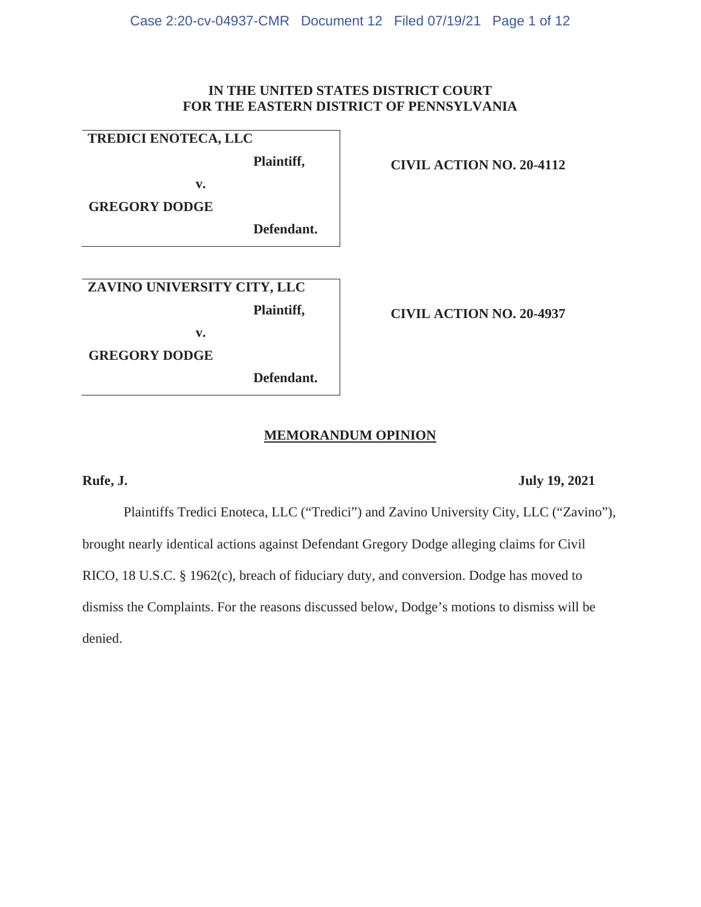**IN THE UNITED STATES DISTRICT COURT**
**FOR THE EASTERN DISTRICT OF PENNSYLVANIA**

| | |
|---|---|
| **TREDICI ENOTECA, LLC** <br> **Plaintiff,** <br> **v.** <br> **GREGORY DODGE** <br> **Defendant.** | **CIVIL ACTION NO. 20-4112** |
| **ZAVINO UNIVERSITY CITY, LLC** <br> **Plaintiff,** <br> **v.** <br> **GREGORY DODGE** <br> **Defendant.** | **CIVIL ACTION NO. 20-4937** |

## MEMORANDUM OPINION

**Rufe, J.** **July 19, 2021**

Plaintiffs Tredici Enoteca, LLC ("Tredici") and Zavino University City, LLC ("Zavino"), brought nearly identical actions against Defendant Gregory Dodge alleging claims for Civil RICO, 18 U.S.C. § 1962(c), breach of fiduciary duty, and conversion. Dodge has moved to dismiss the Complaints. For the reasons discussed below, Dodge's motions to dismiss will be denied.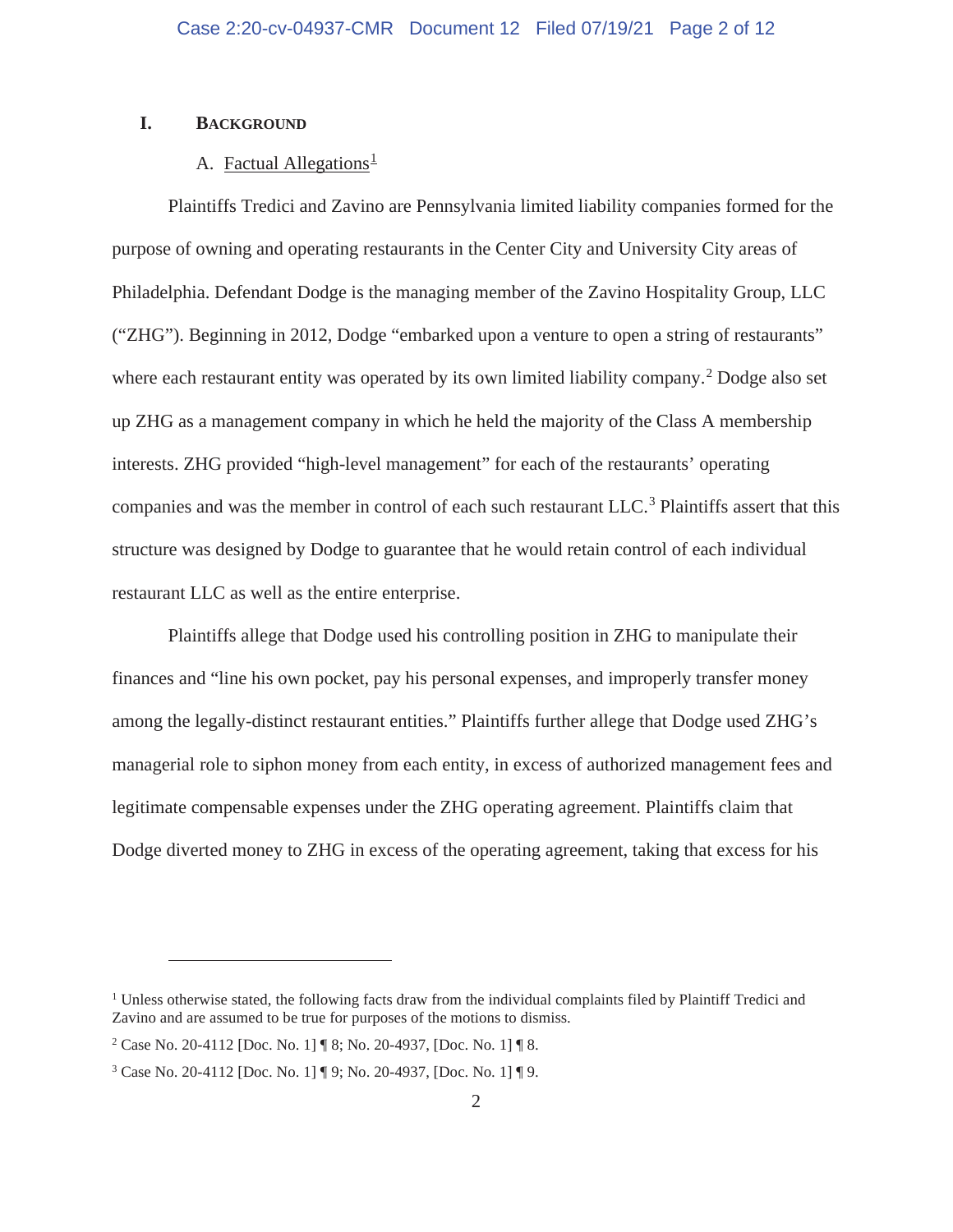## I. BACKGROUND

### A. Factual Allegations[1]

Plaintiffs Tredici and Zavino are Pennsylvania limited liability companies formed for the purpose of owning and operating restaurants in the Center City and University City areas of Philadelphia. Defendant Dodge is the managing member of the Zavino Hospitality Group, LLC ("ZHG"). Beginning in 2012, Dodge "embarked upon a venture to open a string of restaurants" where each restaurant entity was operated by its own limited liability company.[2] Dodge also set up ZHG as a management company in which he held the majority of the Class A membership interests. ZHG provided "high-level management" for each of the restaurants' operating companies and was the member in control of each such restaurant LLC.[3] Plaintiffs assert that this structure was designed by Dodge to guarantee that he would retain control of each individual restaurant LLC as well as the entire enterprise.

Plaintiffs allege that Dodge used his controlling position in ZHG to manipulate their finances and "line his own pocket, pay his personal expenses, and improperly transfer money among the legally-distinct restaurant entities." Plaintiffs further allege that Dodge used ZHG's managerial role to siphon money from each entity, in excess of authorized management fees and legitimate compensable expenses under the ZHG operating agreement. Plaintiffs claim that Dodge diverted money to ZHG in excess of the operating agreement, taking that excess for his

---

[1] Unless otherwise stated, the following facts draw from the individual complaints filed by Plaintiff Tredici and Zavino and are assumed to be true for purposes of the motions to dismiss.

[2] Case No. 20-4112 [Doc. No. 1] ¶ 8; No. 20-4937, [Doc. No. 1] ¶ 8.

[3] Case No. 20-4112 [Doc. No. 1] ¶ 9; No. 20-4937, [Doc. No. 1] ¶ 9.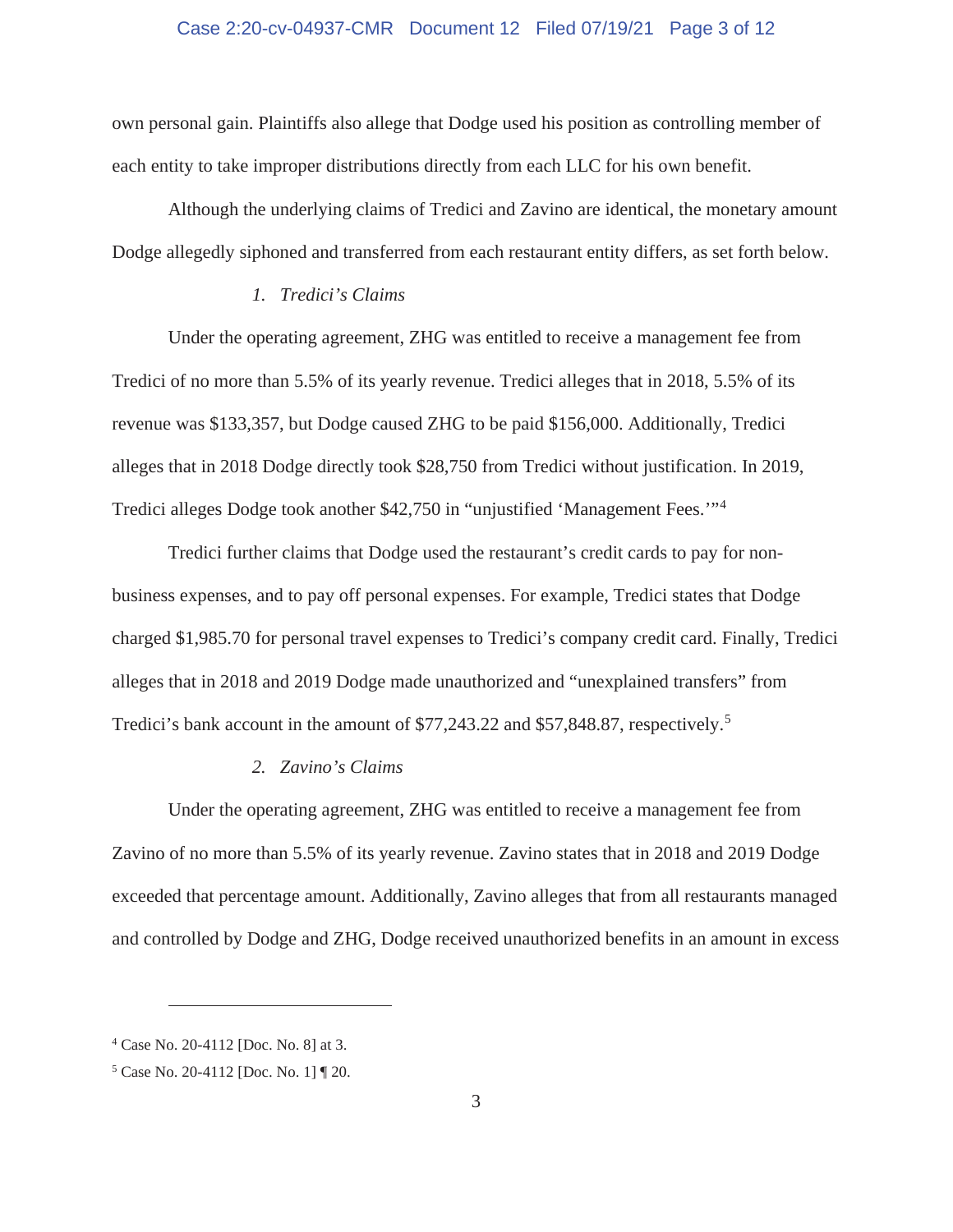own personal gain. Plaintiffs also allege that Dodge used his position as controlling member of each entity to take improper distributions directly from each LLC for his own benefit.

Although the underlying claims of Tredici and Zavino are identical, the monetary amount Dodge allegedly siphoned and transferred from each restaurant entity differs, as set forth below.

### *1. Tredici's Claims*

Under the operating agreement, ZHG was entitled to receive a management fee from Tredici of no more than 5.5% of its yearly revenue. Tredici alleges that in 2018, 5.5% of its revenue was $133,357, but Dodge caused ZHG to be paid $156,000. Additionally, Tredici alleges that in 2018 Dodge directly took $28,750 from Tredici without justification. In 2019, Tredici alleges Dodge took another $42,750 in "unjustified 'Management Fees.'"[4]

Tredici further claims that Dodge used the restaurant's credit cards to pay for non-business expenses, and to pay off personal expenses. For example, Tredici states that Dodge charged $1,985.70 for personal travel expenses to Tredici's company credit card. Finally, Tredici alleges that in 2018 and 2019 Dodge made unauthorized and "unexplained transfers" from Tredici's bank account in the amount of $77,243.22 and $57,848.87, respectively.[5]

### *2. Zavino's Claims*

Under the operating agreement, ZHG was entitled to receive a management fee from Zavino of no more than 5.5% of its yearly revenue. Zavino states that in 2018 and 2019 Dodge exceeded that percentage amount. Additionally, Zavino alleges that from all restaurants managed and controlled by Dodge and ZHG, Dodge received unauthorized benefits in an amount in excess

---

[4] Case No. 20-4112 [Doc. No. 8] at 3.

[5] Case No. 20-4112 [Doc. No. 1] ¶ 20.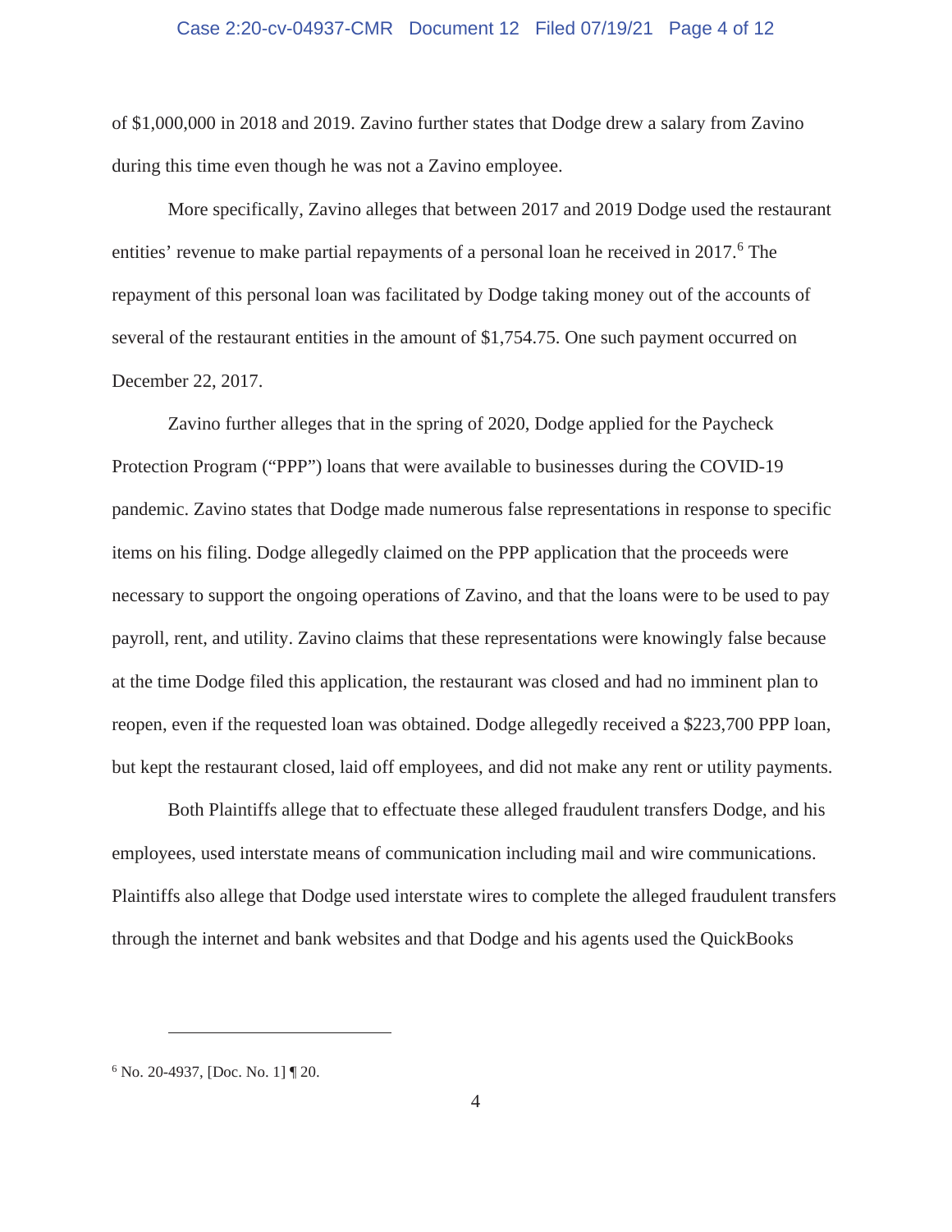of $1,000,000 in 2018 and 2019. Zavino further states that Dodge drew a salary from Zavino during this time even though he was not a Zavino employee.

More specifically, Zavino alleges that between 2017 and 2019 Dodge used the restaurant entities' revenue to make partial repayments of a personal loan he received in 2017.[6] The repayment of this personal loan was facilitated by Dodge taking money out of the accounts of several of the restaurant entities in the amount of $1,754.75. One such payment occurred on December 22, 2017.

Zavino further alleges that in the spring of 2020, Dodge applied for the Paycheck Protection Program ("PPP") loans that were available to businesses during the COVID-19 pandemic. Zavino states that Dodge made numerous false representations in response to specific items on his filing. Dodge allegedly claimed on the PPP application that the proceeds were necessary to support the ongoing operations of Zavino, and that the loans were to be used to pay payroll, rent, and utility. Zavino claims that these representations were knowingly false because at the time Dodge filed this application, the restaurant was closed and had no imminent plan to reopen, even if the requested loan was obtained. Dodge allegedly received a $223,700 PPP loan, but kept the restaurant closed, laid off employees, and did not make any rent or utility payments.

Both Plaintiffs allege that to effectuate these alleged fraudulent transfers Dodge, and his employees, used interstate means of communication including mail and wire communications. Plaintiffs also allege that Dodge used interstate wires to complete the alleged fraudulent transfers through the internet and bank websites and that Dodge and his agents used the QuickBooks

---

[6] No. 20-4937, [Doc. No. 1] ¶ 20.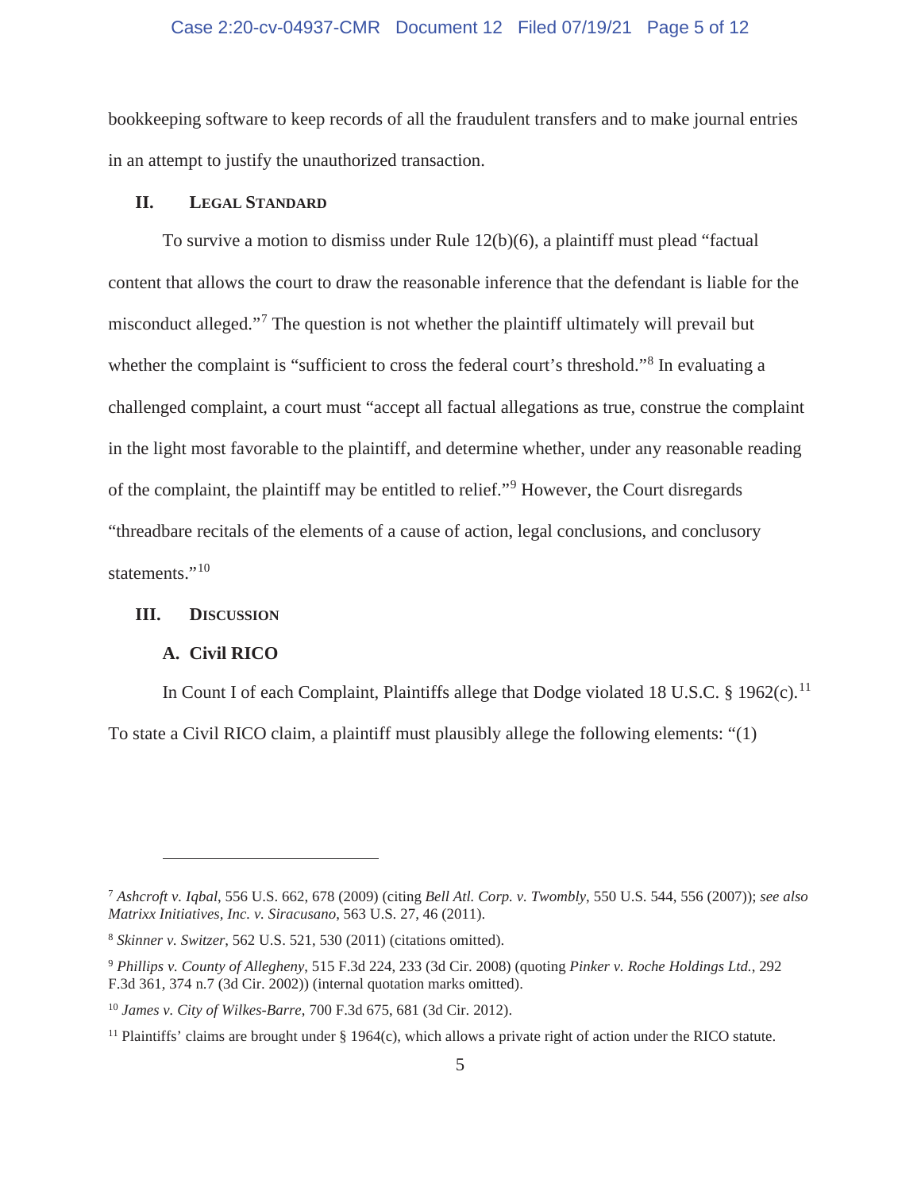bookkeeping software to keep records of all the fraudulent transfers and to make journal entries in an attempt to justify the unauthorized transaction.

## II. Legal Standard

To survive a motion to dismiss under Rule 12(b)(6), a plaintiff must plead "factual content that allows the court to draw the reasonable inference that the defendant is liable for the misconduct alleged."[7] The question is not whether the plaintiff ultimately will prevail but whether the complaint is "sufficient to cross the federal court's threshold."[8] In evaluating a challenged complaint, a court must "accept all factual allegations as true, construe the complaint in the light most favorable to the plaintiff, and determine whether, under any reasonable reading of the complaint, the plaintiff may be entitled to relief."[9] However, the Court disregards "threadbare recitals of the elements of a cause of action, legal conclusions, and conclusory statements."[10]

## III. Discussion

### A. Civil RICO

In Count I of each Complaint, Plaintiffs allege that Dodge violated 18 U.S.C. § 1962(c).[11] To state a Civil RICO claim, a plaintiff must plausibly allege the following elements: "(1)

---

[7] *Ashcroft v. Iqbal*, 556 U.S. 662, 678 (2009) (citing *Bell Atl. Corp. v. Twombly*, 550 U.S. 544, 556 (2007)); *see also Matrixx Initiatives, Inc. v. Siracusano*, 563 U.S. 27, 46 (2011).

[8] *Skinner v. Switzer*, 562 U.S. 521, 530 (2011) (citations omitted).

[9] *Phillips v. County of Allegheny*, 515 F.3d 224, 233 (3d Cir. 2008) (quoting *Pinker v. Roche Holdings Ltd.*, 292 F.3d 361, 374 n.7 (3d Cir. 2002)) (internal quotation marks omitted).

[10] *James v. City of Wilkes-Barre*, 700 F.3d 675, 681 (3d Cir. 2012).

[11] Plaintiffs' claims are brought under § 1964(c), which allows a private right of action under the RICO statute.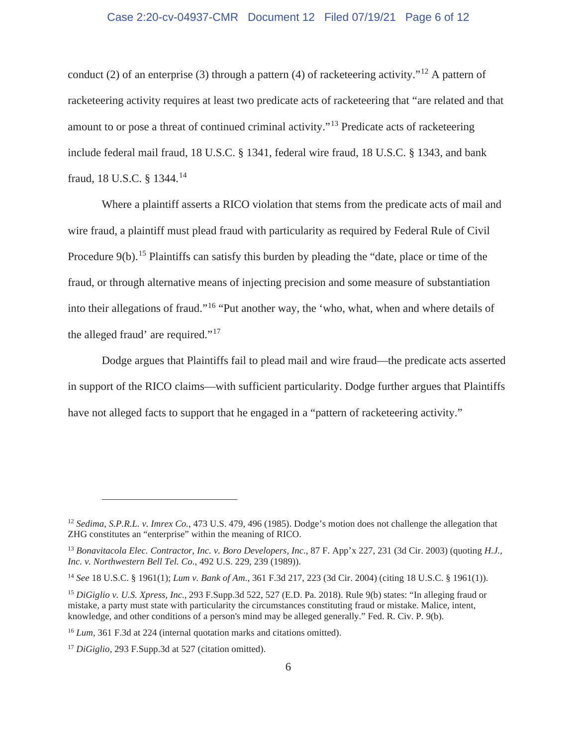conduct (2) of an enterprise (3) through a pattern (4) of racketeering activity."[12] A pattern of racketeering activity requires at least two predicate acts of racketeering that "are related and that amount to or pose a threat of continued criminal activity."[13] Predicate acts of racketeering include federal mail fraud, 18 U.S.C. § 1341, federal wire fraud, 18 U.S.C. § 1343, and bank fraud, 18 U.S.C. § 1344.[14]

Where a plaintiff asserts a RICO violation that stems from the predicate acts of mail and wire fraud, a plaintiff must plead fraud with particularity as required by Federal Rule of Civil Procedure 9(b).[15] Plaintiffs can satisfy this burden by pleading the "date, place or time of the fraud, or through alternative means of injecting precision and some measure of substantiation into their allegations of fraud."[16] "Put another way, the 'who, what, when and where details of the alleged fraud' are required."[17]

Dodge argues that Plaintiffs fail to plead mail and wire fraud—the predicate acts asserted in support of the RICO claims—with sufficient particularity. Dodge further argues that Plaintiffs have not alleged facts to support that he engaged in a "pattern of racketeering activity."

---

[12] *Sedima, S.P.R.L. v. Imrex Co.*, 473 U.S. 479, 496 (1985). Dodge's motion does not challenge the allegation that ZHG constitutes an "enterprise" within the meaning of RICO.

[13] *Bonavitacola Elec. Contractor, Inc. v. Boro Developers, Inc.*, 87 F. App'x 227, 231 (3d Cir. 2003) (quoting *H.J., Inc. v. Northwestern Bell Tel. Co*., 492 U.S. 229, 239 (1989)).

[14] *See* 18 U.S.C. § 1961(1); *Lum v. Bank of Am.*, 361 F.3d 217, 223 (3d Cir. 2004) (citing 18 U.S.C. § 1961(1)).

[15] *DiGiglio v. U.S. Xpress, Inc.*, 293 F.Supp.3d 522, 527 (E.D. Pa. 2018). Rule 9(b) states: "In alleging fraud or mistake, a party must state with particularity the circumstances constituting fraud or mistake. Malice, intent, knowledge, and other conditions of a person's mind may be alleged generally." Fed. R. Civ. P. 9(b).

[16] *Lum*, 361 F.3d at 224 (internal quotation marks and citations omitted).

[17] *DiGiglio*, 293 F.Supp.3d at 527 (citation omitted).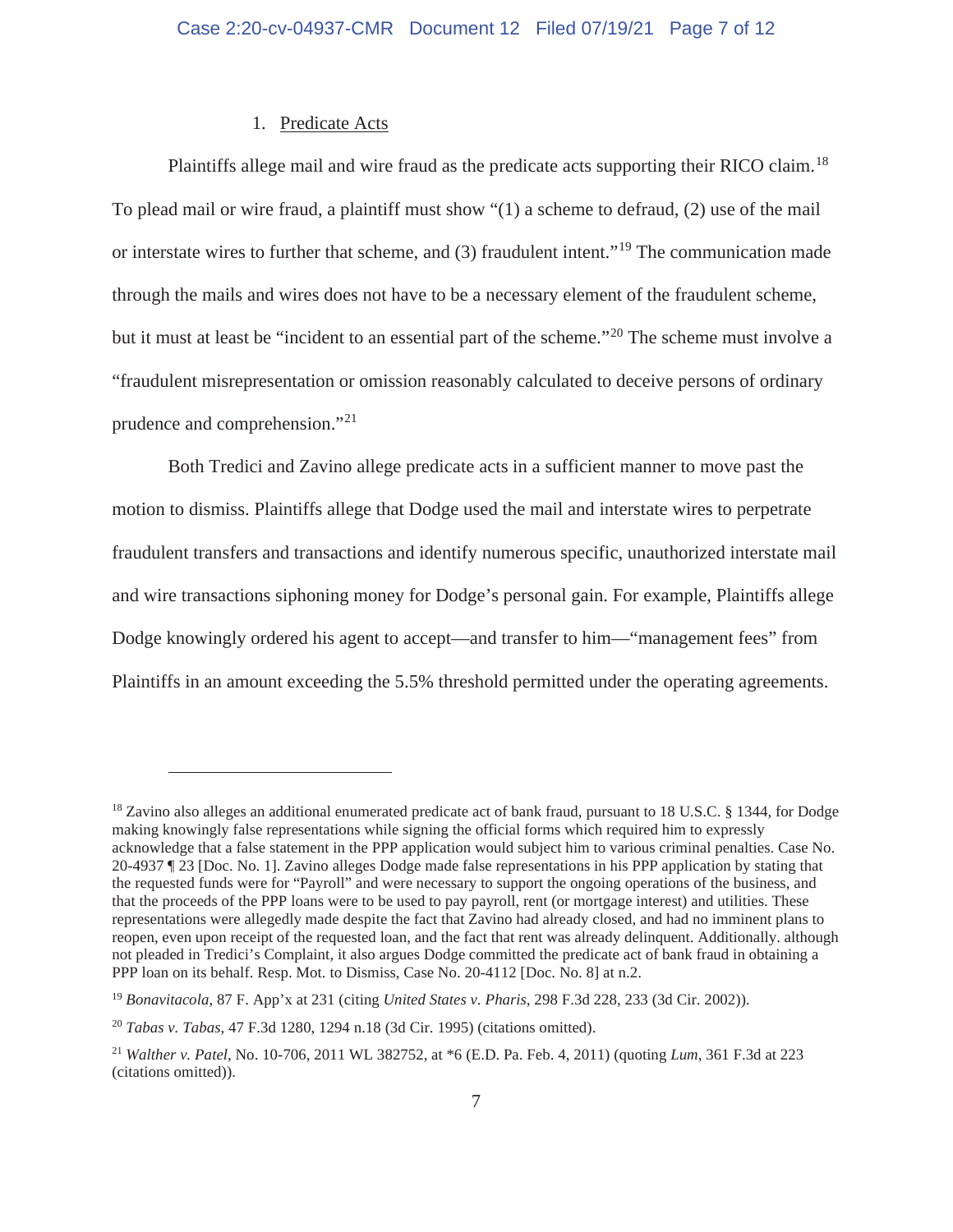1. Predicate Acts

Plaintiffs allege mail and wire fraud as the predicate acts supporting their RICO claim.[18] To plead mail or wire fraud, a plaintiff must show "(1) a scheme to defraud, (2) use of the mail or interstate wires to further that scheme, and (3) fraudulent intent."[19] The communication made through the mails and wires does not have to be a necessary element of the fraudulent scheme, but it must at least be "incident to an essential part of the scheme."[20] The scheme must involve a "fraudulent misrepresentation or omission reasonably calculated to deceive persons of ordinary prudence and comprehension."[21]

Both Tredici and Zavino allege predicate acts in a sufficient manner to move past the motion to dismiss. Plaintiffs allege that Dodge used the mail and interstate wires to perpetrate fraudulent transfers and transactions and identify numerous specific, unauthorized interstate mail and wire transactions siphoning money for Dodge's personal gain. For example, Plaintiffs allege Dodge knowingly ordered his agent to accept—and transfer to him—"management fees" from Plaintiffs in an amount exceeding the 5.5% threshold permitted under the operating agreements.

---

[18] Zavino also alleges an additional enumerated predicate act of bank fraud, pursuant to 18 U.S.C. § 1344, for Dodge making knowingly false representations while signing the official forms which required him to expressly acknowledge that a false statement in the PPP application would subject him to various criminal penalties. Case No. 20-4937 ¶ 23 [Doc. No. 1]. Zavino alleges Dodge made false representations in his PPP application by stating that the requested funds were for "Payroll" and were necessary to support the ongoing operations of the business, and that the proceeds of the PPP loans were to be used to pay payroll, rent (or mortgage interest) and utilities. These representations were allegedly made despite the fact that Zavino had already closed, and had no imminent plans to reopen, even upon receipt of the requested loan, and the fact that rent was already delinquent. Additionally. although not pleaded in Tredici's Complaint, it also argues Dodge committed the predicate act of bank fraud in obtaining a PPP loan on its behalf. Resp. Mot. to Dismiss, Case No. 20-4112 [Doc. No. 8] at n.2.

[19] *Bonavitacola*, 87 F. App'x at 231 (citing *United States v. Pharis*, 298 F.3d 228, 233 (3d Cir. 2002)).

[20] *Tabas v. Tabas*, 47 F.3d 1280, 1294 n.18 (3d Cir. 1995) (citations omitted).

[21] *Walther v. Patel*, No. 10-706, 2011 WL 382752, at *6 (E.D. Pa. Feb. 4, 2011) (quoting *Lum*, 361 F.3d at 223 (citations omitted)).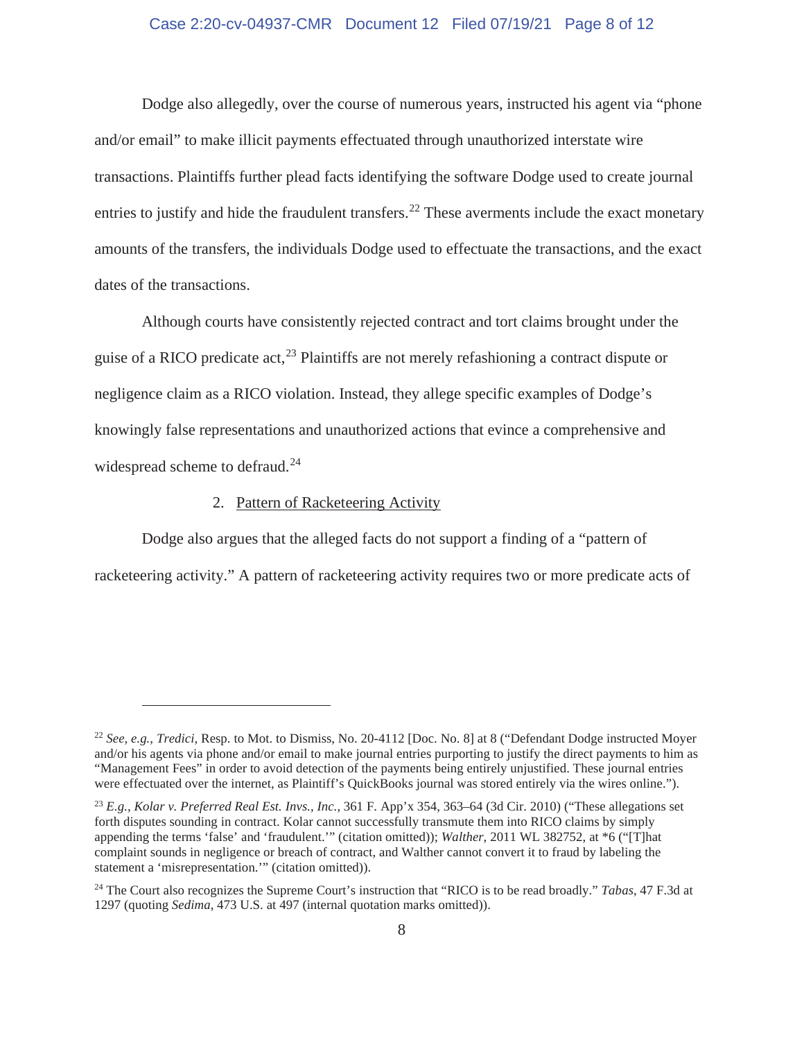Dodge also allegedly, over the course of numerous years, instructed his agent via "phone and/or email" to make illicit payments effectuated through unauthorized interstate wire transactions. Plaintiffs further plead facts identifying the software Dodge used to create journal entries to justify and hide the fraudulent transfers.[22] These averments include the exact monetary amounts of the transfers, the individuals Dodge used to effectuate the transactions, and the exact dates of the transactions.

Although courts have consistently rejected contract and tort claims brought under the guise of a RICO predicate act,[23] Plaintiffs are not merely refashioning a contract dispute or negligence claim as a RICO violation. Instead, they allege specific examples of Dodge's knowingly false representations and unauthorized actions that evince a comprehensive and widespread scheme to defraud.[24]

2. Pattern of Racketeering Activity

Dodge also argues that the alleged facts do not support a finding of a "pattern of racketeering activity." A pattern of racketeering activity requires two or more predicate acts of

---

[22] *See, e.g., Tredici*, Resp. to Mot. to Dismiss, No. 20-4112 [Doc. No. 8] at 8 ("Defendant Dodge instructed Moyer and/or his agents via phone and/or email to make journal entries purporting to justify the direct payments to him as "Management Fees" in order to avoid detection of the payments being entirely unjustified. These journal entries were effectuated over the internet, as Plaintiff's QuickBooks journal was stored entirely via the wires online.").

[23] *E.g., Kolar v. Preferred Real Est. Invs., Inc.*, 361 F. App'x 354, 363–64 (3d Cir. 2010) ("These allegations set forth disputes sounding in contract. Kolar cannot successfully transmute them into RICO claims by simply appending the terms 'false' and 'fraudulent.'" (citation omitted)); *Walther*, 2011 WL 382752, at *6 ("[T]hat complaint sounds in negligence or breach of contract, and Walther cannot convert it to fraud by labeling the statement a 'misrepresentation.'" (citation omitted)).

[24] The Court also recognizes the Supreme Court's instruction that "RICO is to be read broadly." *Tabas*, 47 F.3d at 1297 (quoting *Sedima*, 473 U.S. at 497 (internal quotation marks omitted)).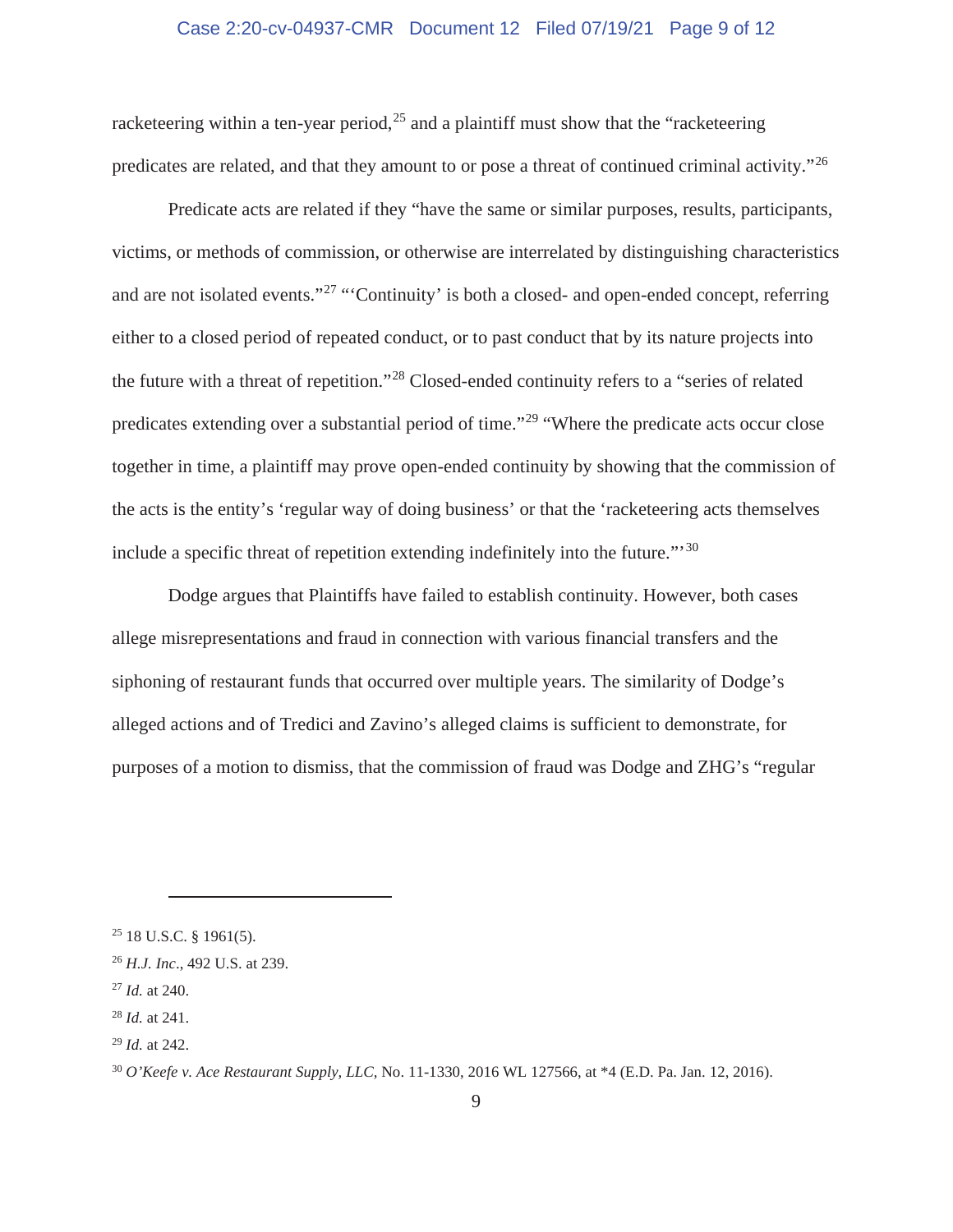racketeering within a ten-year period,[25] and a plaintiff must show that the "racketeering predicates are related, and that they amount to or pose a threat of continued criminal activity."[26]

Predicate acts are related if they "have the same or similar purposes, results, participants, victims, or methods of commission, or otherwise are interrelated by distinguishing characteristics and are not isolated events."[27] "'Continuity' is both a closed- and open-ended concept, referring either to a closed period of repeated conduct, or to past conduct that by its nature projects into the future with a threat of repetition."[28] Closed-ended continuity refers to a "series of related predicates extending over a substantial period of time."[29] "Where the predicate acts occur close together in time, a plaintiff may prove open-ended continuity by showing that the commission of the acts is the entity's 'regular way of doing business' or that the 'racketeering acts themselves include a specific threat of repetition extending indefinitely into the future.'"[30]

Dodge argues that Plaintiffs have failed to establish continuity. However, both cases allege misrepresentations and fraud in connection with various financial transfers and the siphoning of restaurant funds that occurred over multiple years. The similarity of Dodge's alleged actions and of Tredici and Zavino's alleged claims is sufficient to demonstrate, for purposes of a motion to dismiss, that the commission of fraud was Dodge and ZHG's "regular

---

[25] 18 U.S.C. § 1961(5).

[26] *H.J. Inc.*, 492 U.S. at 239.

[27] *Id.* at 240.

[28] *Id.* at 241.

[29] *Id.* at 242.

[30] *O'Keefe v. Ace Restaurant Supply, LLC*, No. 11-1330, 2016 WL 127566, at *4 (E.D. Pa. Jan. 12, 2016).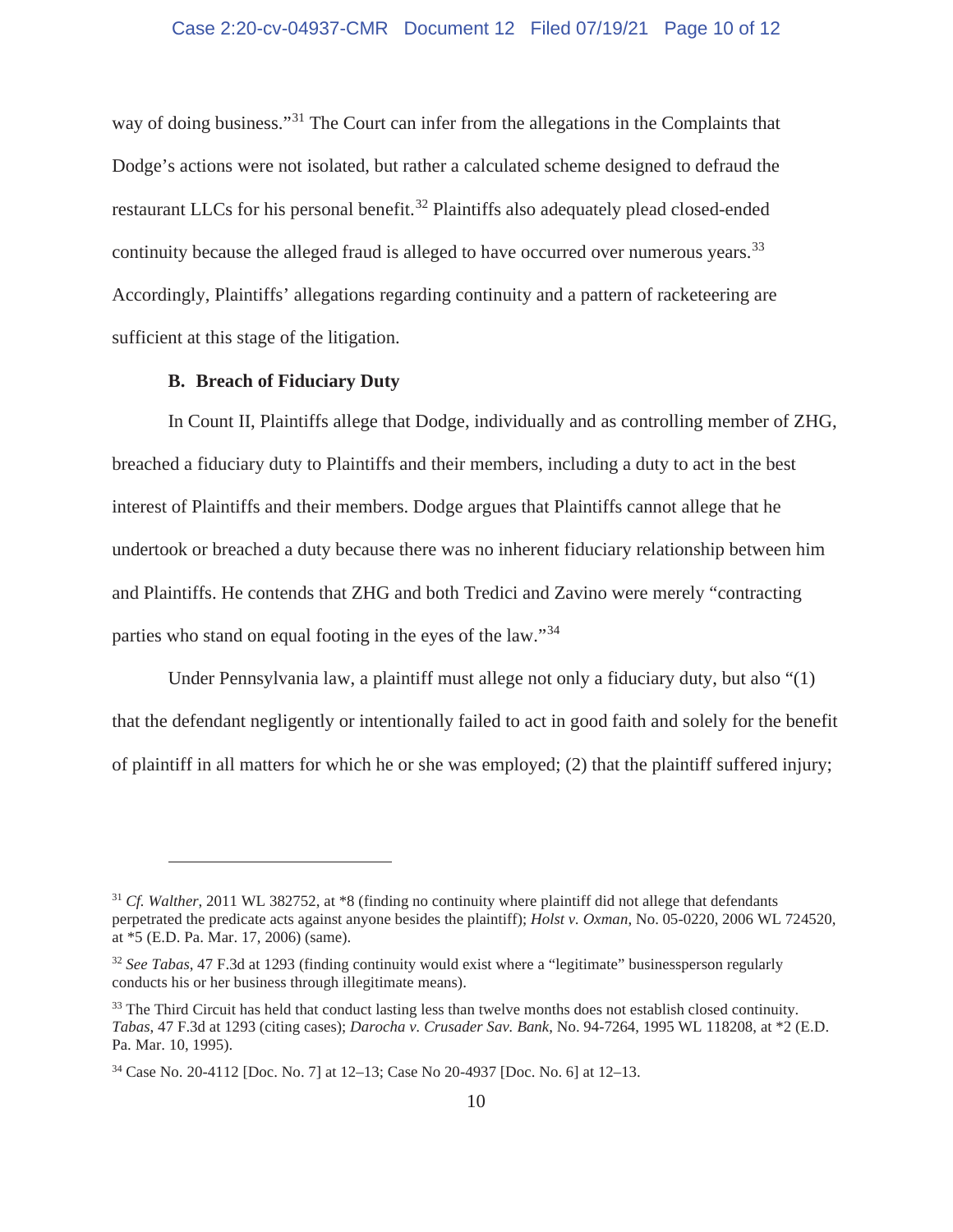way of doing business."[31] The Court can infer from the allegations in the Complaints that Dodge's actions were not isolated, but rather a calculated scheme designed to defraud the restaurant LLCs for his personal benefit.[32] Plaintiffs also adequately plead closed-ended continuity because the alleged fraud is alleged to have occurred over numerous years.[33] Accordingly, Plaintiffs' allegations regarding continuity and a pattern of racketeering are sufficient at this stage of the litigation.

**B. Breach of Fiduciary Duty**

In Count II, Plaintiffs allege that Dodge, individually and as controlling member of ZHG, breached a fiduciary duty to Plaintiffs and their members, including a duty to act in the best interest of Plaintiffs and their members. Dodge argues that Plaintiffs cannot allege that he undertook or breached a duty because there was no inherent fiduciary relationship between him and Plaintiffs. He contends that ZHG and both Tredici and Zavino were merely "contracting parties who stand on equal footing in the eyes of the law."[34]

Under Pennsylvania law, a plaintiff must allege not only a fiduciary duty, but also "(1) that the defendant negligently or intentionally failed to act in good faith and solely for the benefit of plaintiff in all matters for which he or she was employed; (2) that the plaintiff suffered injury;

---

[31] *Cf. Walther*, 2011 WL 382752, at *8 (finding no continuity where plaintiff did not allege that defendants perpetrated the predicate acts against anyone besides the plaintiff); *Holst v. Oxman*, No. 05-0220, 2006 WL 724520, at *5 (E.D. Pa. Mar. 17, 2006) (same).

[32] *See Tabas*, 47 F.3d at 1293 (finding continuity would exist where a "legitimate" businessperson regularly conducts his or her business through illegitimate means).

[33] The Third Circuit has held that conduct lasting less than twelve months does not establish closed continuity. *Tabas*, 47 F.3d at 1293 (citing cases); *Darocha v. Crusader Sav. Bank*, No. 94-7264, 1995 WL 118208, at *2 (E.D. Pa. Mar. 10, 1995).

[34] Case No. 20-4112 [Doc. No. 7] at 12–13; Case No 20-4937 [Doc. No. 6] at 12–13.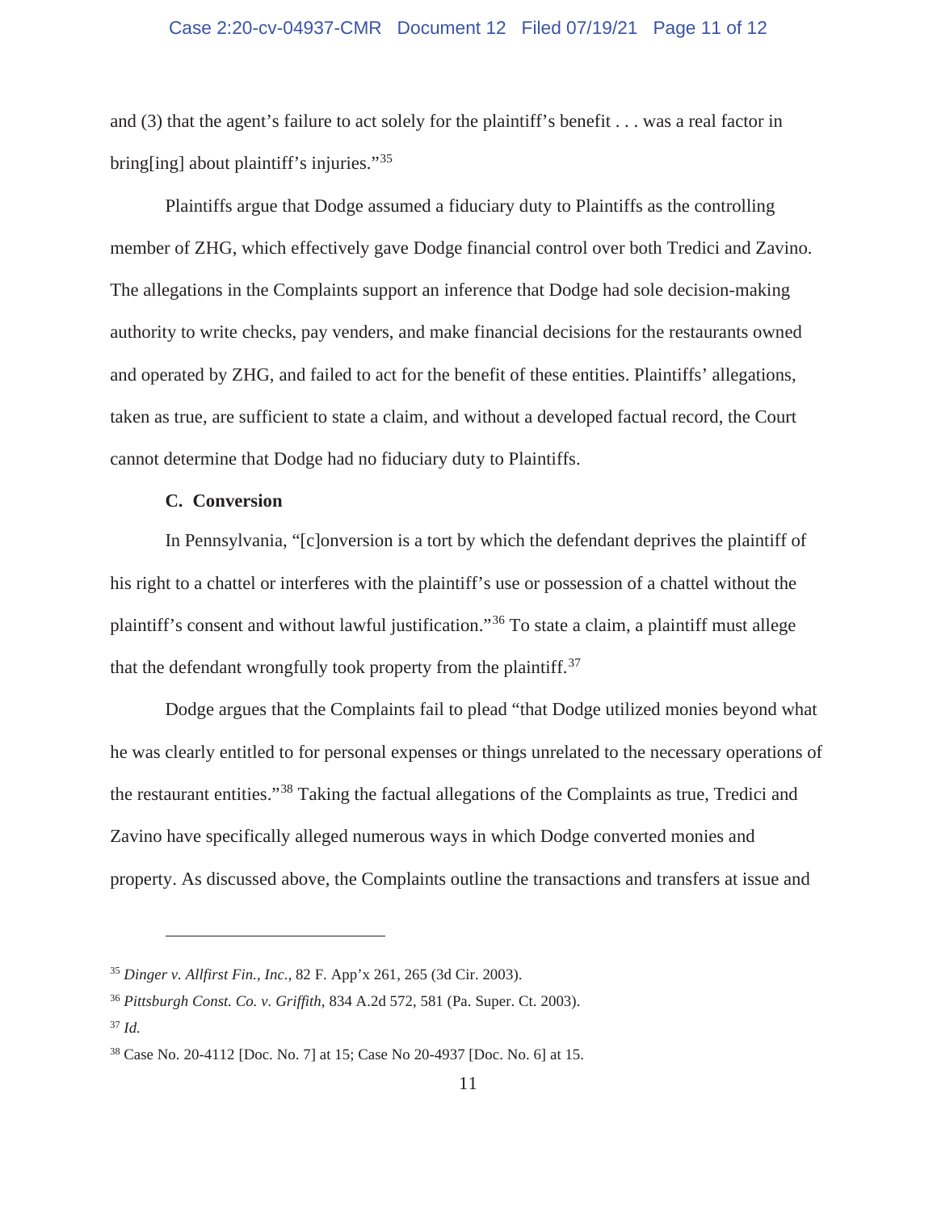and (3) that the agent's failure to act solely for the plaintiff's benefit . . . was a real factor in bring[ing] about plaintiff's injuries."[35]

Plaintiffs argue that Dodge assumed a fiduciary duty to Plaintiffs as the controlling member of ZHG, which effectively gave Dodge financial control over both Tredici and Zavino. The allegations in the Complaints support an inference that Dodge had sole decision-making authority to write checks, pay venders, and make financial decisions for the restaurants owned and operated by ZHG, and failed to act for the benefit of these entities. Plaintiffs' allegations, taken as true, are sufficient to state a claim, and without a developed factual record, the Court cannot determine that Dodge had no fiduciary duty to Plaintiffs.

### C. Conversion

In Pennsylvania, "[c]onversion is a tort by which the defendant deprives the plaintiff of his right to a chattel or interferes with the plaintiff's use or possession of a chattel without the plaintiff's consent and without lawful justification."[36] To state a claim, a plaintiff must allege that the defendant wrongfully took property from the plaintiff.[37]

Dodge argues that the Complaints fail to plead "that Dodge utilized monies beyond what he was clearly entitled to for personal expenses or things unrelated to the necessary operations of the restaurant entities."[38] Taking the factual allegations of the Complaints as true, Tredici and Zavino have specifically alleged numerous ways in which Dodge converted monies and property. As discussed above, the Complaints outline the transactions and transfers at issue and

---

[35] *Dinger v. Allfirst Fin., Inc.*, 82 F. App'x 261, 265 (3d Cir. 2003).

[36] *Pittsburgh Const. Co. v. Griffith*, 834 A.2d 572, 581 (Pa. Super. Ct. 2003).

[37] *Id.*

[38] Case No. 20-4112 [Doc. No. 7] at 15; Case No 20-4937 [Doc. No. 6] at 15.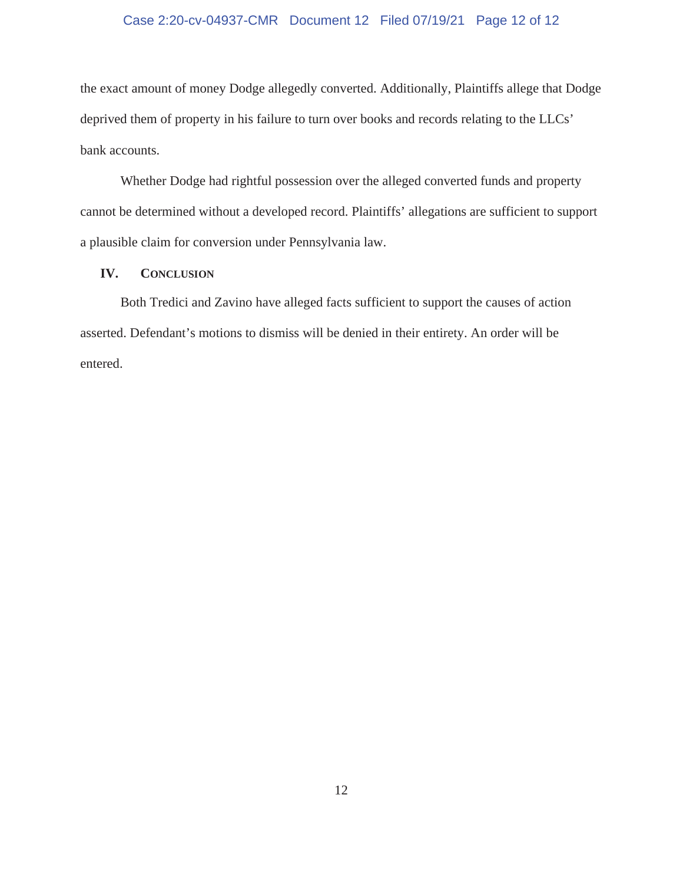the exact amount of money Dodge allegedly converted. Additionally, Plaintiffs allege that Dodge deprived them of property in his failure to turn over books and records relating to the LLCs' bank accounts.

Whether Dodge had rightful possession over the alleged converted funds and property cannot be determined without a developed record. Plaintiffs' allegations are sufficient to support a plausible claim for conversion under Pennsylvania law.

## IV. Conclusion

Both Tredici and Zavino have alleged facts sufficient to support the causes of action asserted. Defendant's motions to dismiss will be denied in their entirety. An order will be entered.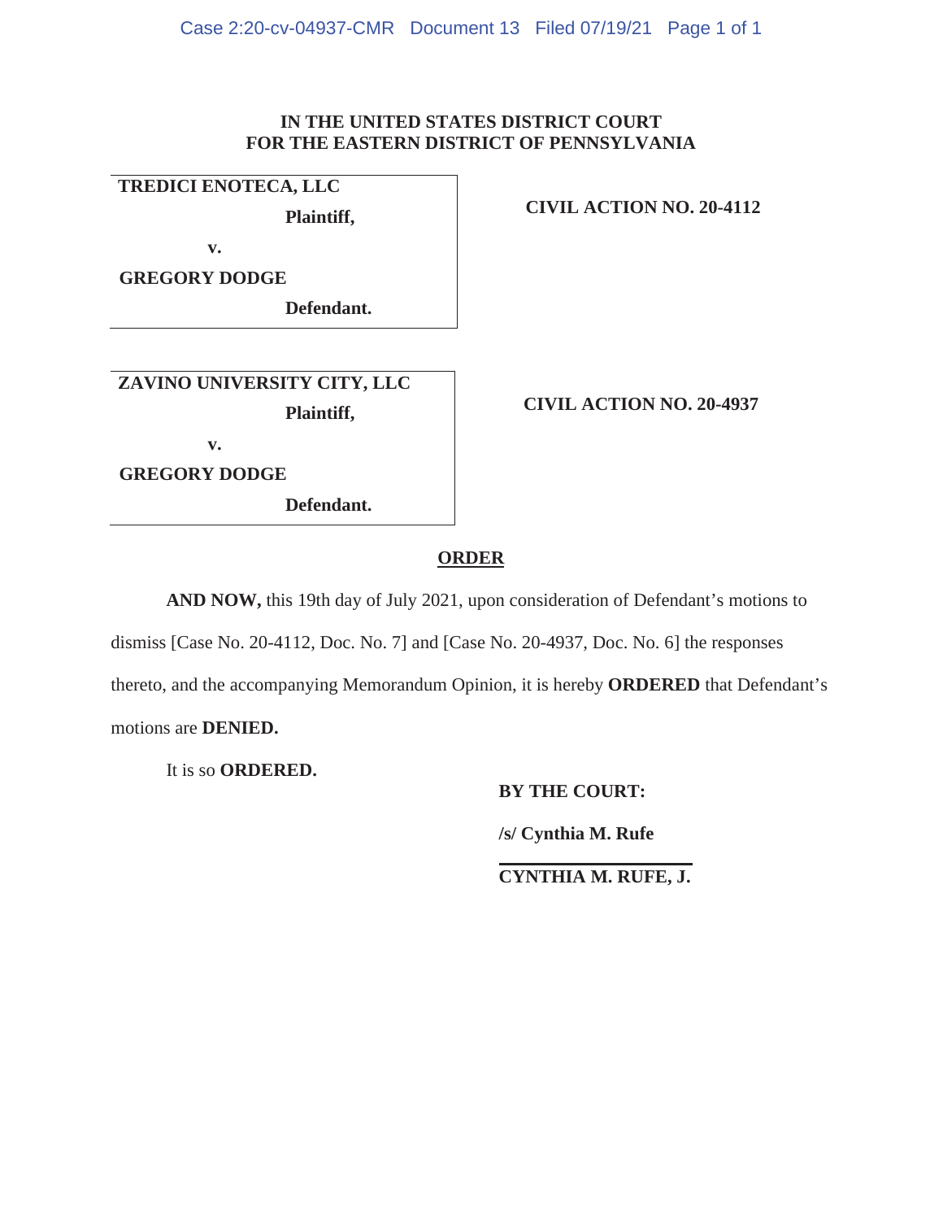**IN THE UNITED STATES DISTRICT COURT**
**FOR THE EASTERN DISTRICT OF PENNSYLVANIA**

| | |
|---|---|
| **TREDICI ENOTECA, LLC**<br>**Plaintiff,**<br>**v.**<br>**GREGORY DODGE**<br>**Defendant.** | **CIVIL ACTION NO. 20-4112** |
| **ZAVINO UNIVERSITY CITY, LLC**<br>**Plaintiff,**<br>**v.**<br>**GREGORY DODGE**<br>**Defendant.** | **CIVIL ACTION NO. 20-4937** |

## ORDER

**AND NOW,** this 19th day of July 2021, upon consideration of Defendant's motions to dismiss [Case No. 20-4112, Doc. No. 7] and [Case No. 20-4937, Doc. No. 6] the responses thereto, and the accompanying Memorandum Opinion, it is hereby **ORDERED** that Defendant's motions are **DENIED.**

It is so **ORDERED.**

**BY THE COURT:**

**/s/ Cynthia M. Rufe**

**CYNTHIA M. RUFE, J.**